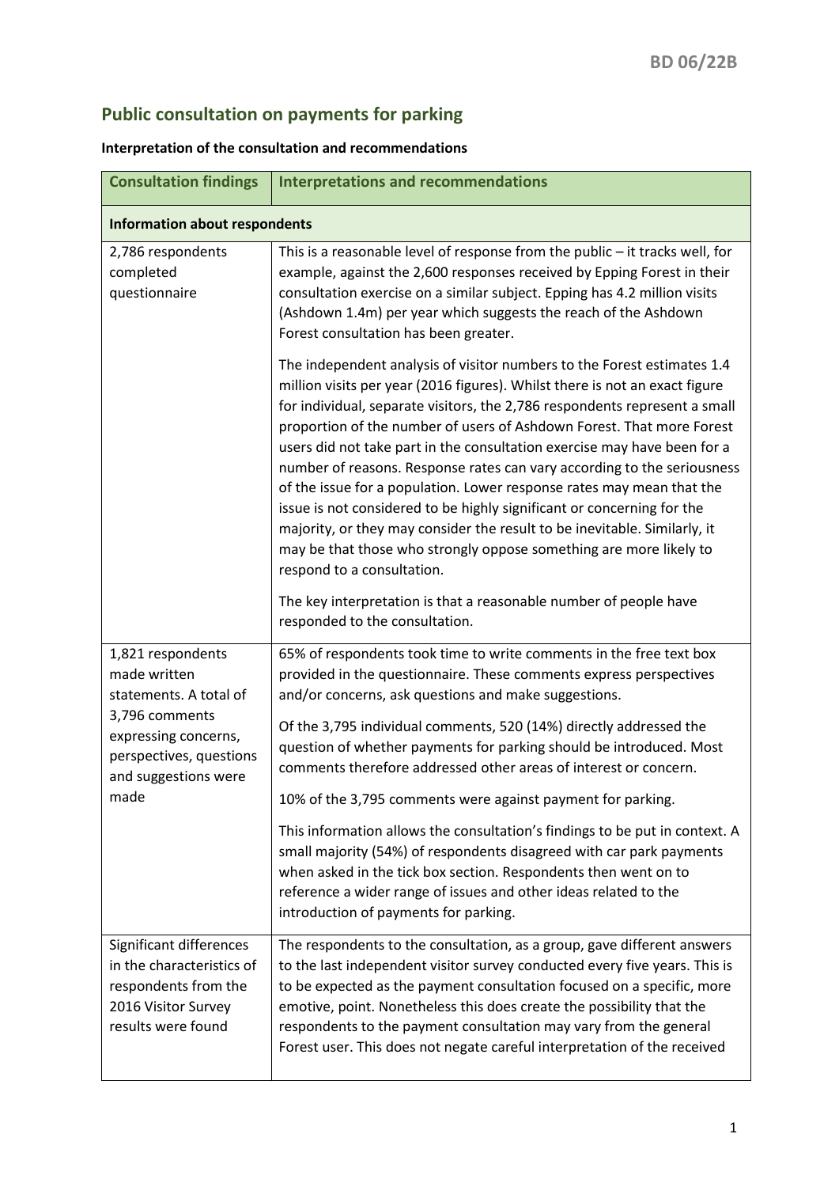## Public consultation on payments for parking

**Interpretation of the consultation and recommendations**

| Consultation findings | Interpretations and recommendations |
|---|---|
| **Information about respondents** | |
| 2,786 respondents completed questionnaire | This is a reasonable level of response from the public – it tracks well, for example, against the 2,600 responses received by Epping Forest in their consultation exercise on a similar subject. Epping has 4.2 million visits (Ashdown 1.4m) per year which suggests the reach of the Ashdown Forest consultation has been greater.<br><br>The independent analysis of visitor numbers to the Forest estimates 1.4 million visits per year (2016 figures). Whilst there is not an exact figure for individual, separate visitors, the 2,786 respondents represent a small proportion of the number of users of Ashdown Forest. That more Forest users did not take part in the consultation exercise may have been for a number of reasons. Response rates can vary according to the seriousness of the issue for a population. Lower response rates may mean that the issue is not considered to be highly significant or concerning for the majority, or they may consider the result to be inevitable. Similarly, it may be that those who strongly oppose something are more likely to respond to a consultation.<br><br>The key interpretation is that a reasonable number of people have responded to the consultation. |
| 1,821 respondents made written statements. A total of 3,796 comments expressing concerns, perspectives, questions and suggestions were made | 65% of respondents took time to write comments in the free text box provided in the questionnaire. These comments express perspectives and/or concerns, ask questions and make suggestions.<br><br>Of the 3,795 individual comments, 520 (14%) directly addressed the question of whether payments for parking should be introduced. Most comments therefore addressed other areas of interest or concern.<br><br>10% of the 3,795 comments were against payment for parking.<br><br>This information allows the consultation's findings to be put in context. A small majority (54%) of respondents disagreed with car park payments when asked in the tick box section. Respondents then went on to reference a wider range of issues and other ideas related to the introduction of payments for parking. |
| Significant differences in the characteristics of respondents from the 2016 Visitor Survey results were found | The respondents to the consultation, as a group, gave different answers to the last independent visitor survey conducted every five years. This is to be expected as the payment consultation focused on a specific, more emotive, point. Nonetheless this does create the possibility that the respondents to the payment consultation may vary from the general Forest user. This does not negate careful interpretation of the received |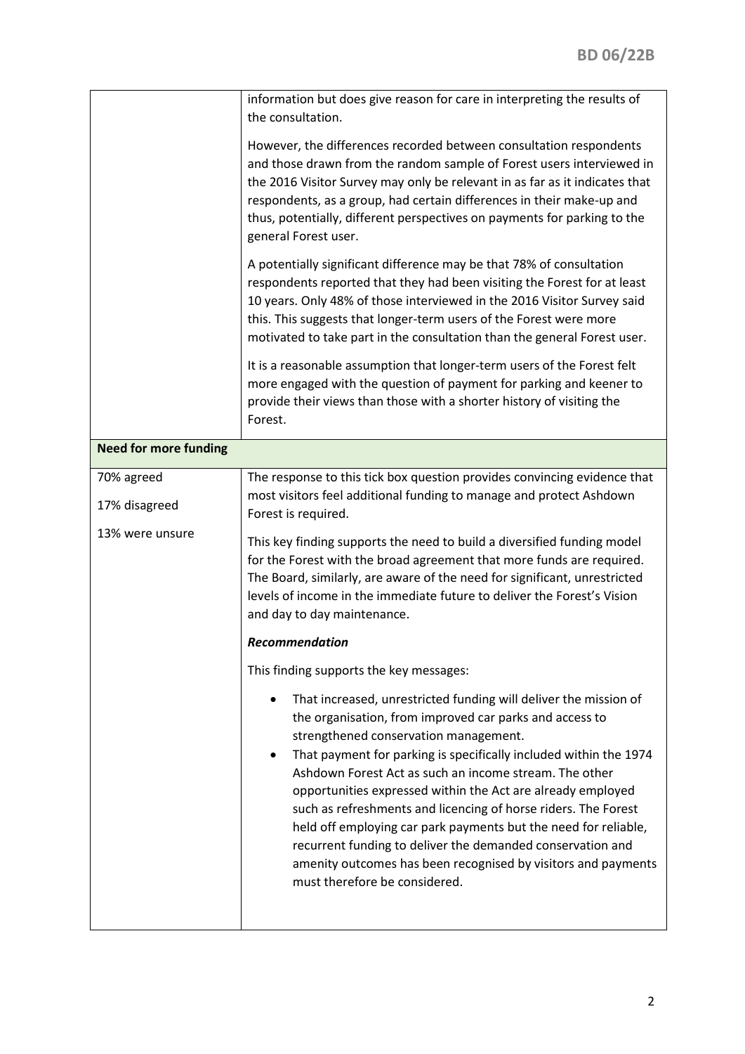| | |
|---|---|
| | information but does give reason for care in interpreting the results of the consultation.<br><br>However, the differences recorded between consultation respondents and those drawn from the random sample of Forest users interviewed in the 2016 Visitor Survey may only be relevant in as far as it indicates that respondents, as a group, had certain differences in their make-up and thus, potentially, different perspectives on payments for parking to the general Forest user.<br><br>A potentially significant difference may be that 78% of consultation respondents reported that they had been visiting the Forest for at least 10 years. Only 48% of those interviewed in the 2016 Visitor Survey said this. This suggests that longer-term users of the Forest were more motivated to take part in the consultation than the general Forest user.<br><br>It is a reasonable assumption that longer-term users of the Forest felt more engaged with the question of payment for parking and keener to provide their views than those with a shorter history of visiting the Forest. |
| **Need for more funding** | |
| 70% agreed<br><br>17% disagreed<br><br>13% were unsure | The response to this tick box question provides convincing evidence that most visitors feel additional funding to manage and protect Ashdown Forest is required.<br><br>This key finding supports the need to build a diversified funding model for the Forest with the broad agreement that more funds are required. The Board, similarly, are aware of the need for significant, unrestricted levels of income in the immediate future to deliver the Forest's Vision and day to day maintenance.<br><br>***Recommendation***<br><br>This finding supports the key messages:<br><br>• That increased, unrestricted funding will deliver the mission of the organisation, from improved car parks and access to strengthened conservation management.<br>• That payment for parking is specifically included within the 1974 Ashdown Forest Act as such an income stream. The other opportunities expressed within the Act are already employed such as refreshments and licencing of horse riders. The Forest held off employing car park payments but the need for reliable, recurrent funding to deliver the demanded conservation and amenity outcomes has been recognised by visitors and payments must therefore be considered. |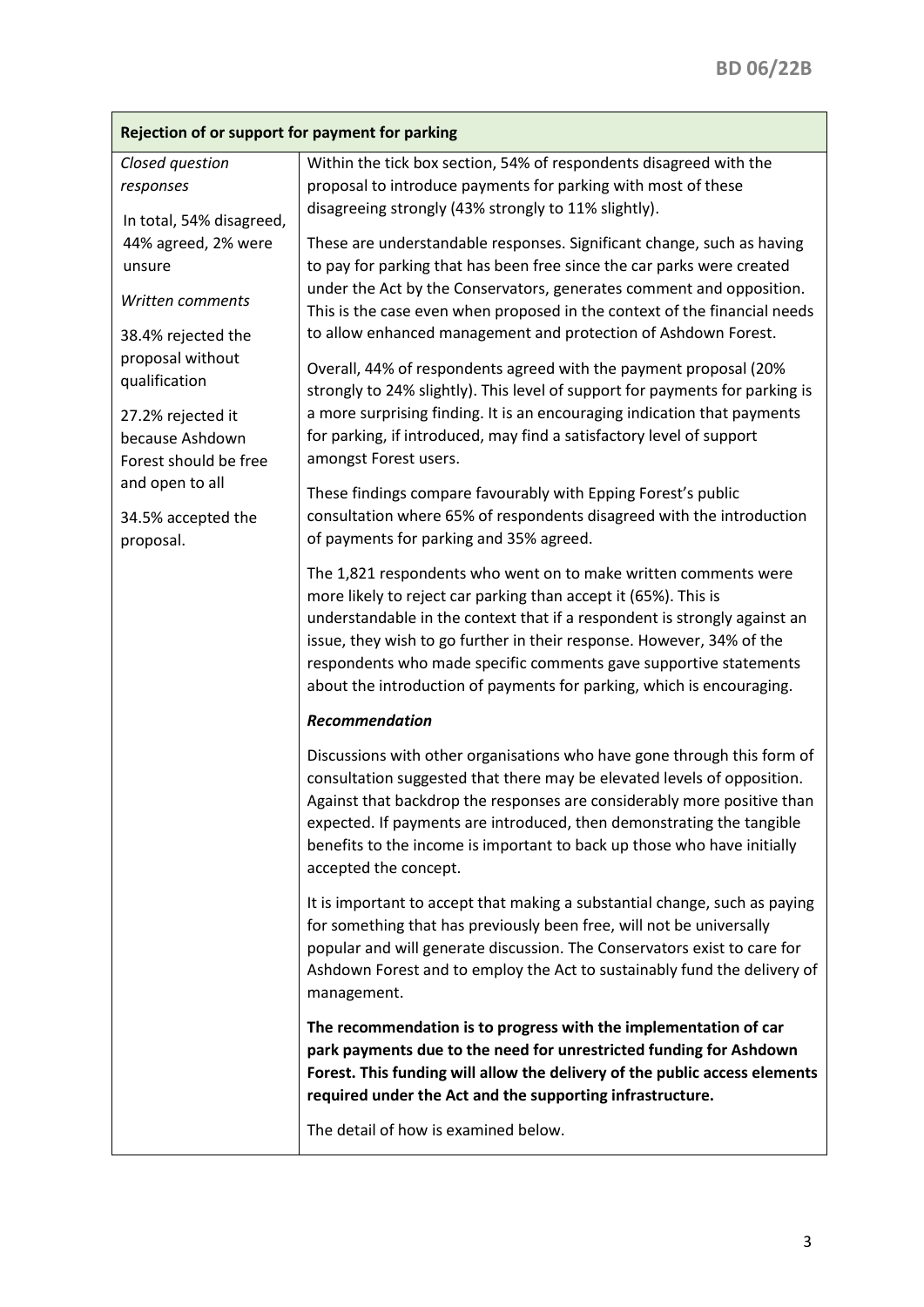| Rejection of or support for payment for parking | |
|---|---|
| *Closed question responses*<br><br>In total, 54% disagreed, 44% agreed, 2% were unsure<br><br>*Written comments*<br><br>38.4% rejected the proposal without qualification<br><br>27.2% rejected it because Ashdown Forest should be free and open to all<br><br>34.5% accepted the proposal. | Within the tick box section, 54% of respondents disagreed with the proposal to introduce payments for parking with most of these disagreeing strongly (43% strongly to 11% slightly).<br><br>These are understandable responses. Significant change, such as having to pay for parking that has been free since the car parks were created under the Act by the Conservators, generates comment and opposition. This is the case even when proposed in the context of the financial needs to allow enhanced management and protection of Ashdown Forest.<br><br>Overall, 44% of respondents agreed with the payment proposal (20% strongly to 24% slightly). This level of support for payments for parking is a more surprising finding. It is an encouraging indication that payments for parking, if introduced, may find a satisfactory level of support amongst Forest users.<br><br>These findings compare favourably with Epping Forest's public consultation where 65% of respondents disagreed with the introduction of payments for parking and 35% agreed.<br><br>The 1,821 respondents who went on to make written comments were more likely to reject car parking than accept it (65%). This is understandable in the context that if a respondent is strongly against an issue, they wish to go further in their response. However, 34% of the respondents who made specific comments gave supportive statements about the introduction of payments for parking, which is encouraging.<br><br>***Recommendation***<br><br>Discussions with other organisations who have gone through this form of consultation suggested that there may be elevated levels of opposition. Against that backdrop the responses are considerably more positive than expected. If payments are introduced, then demonstrating the tangible benefits to the income is important to back up those who have initially accepted the concept.<br><br>It is important to accept that making a substantial change, such as paying for something that has previously been free, will not be universally popular and will generate discussion. The Conservators exist to care for Ashdown Forest and to employ the Act to sustainably fund the delivery of management.<br><br>**The recommendation is to progress with the implementation of car park payments due to the need for unrestricted funding for Ashdown Forest. This funding will allow the delivery of the public access elements required under the Act and the supporting infrastructure.**<br><br>The detail of how is examined below. |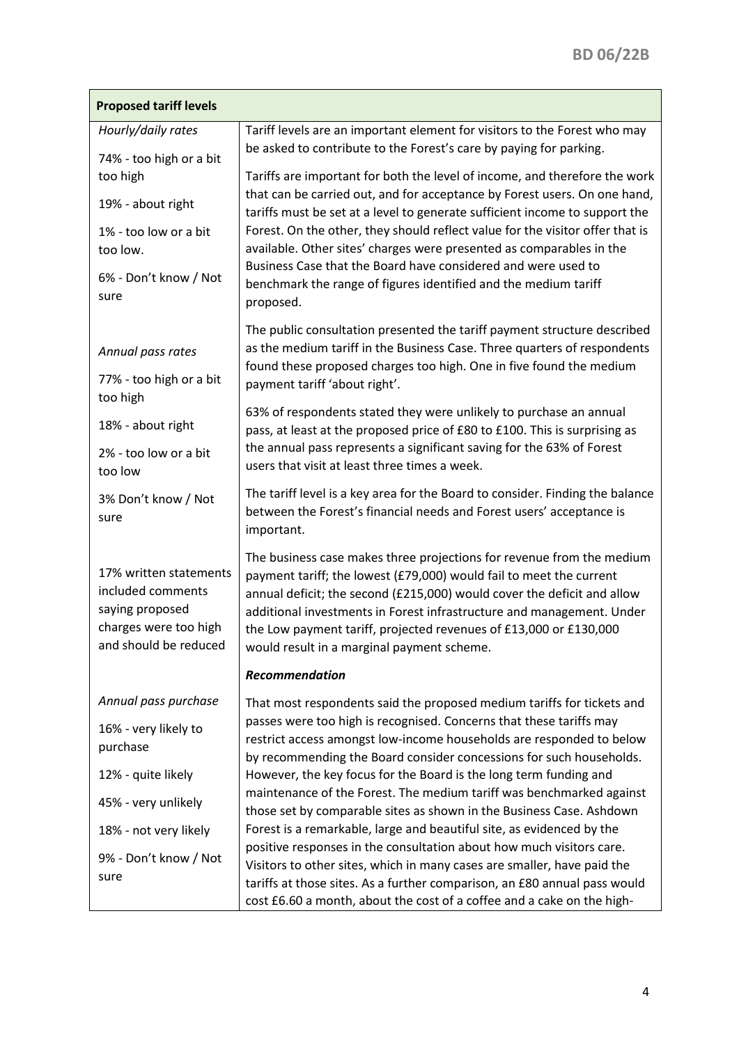| **Proposed tariff levels** | |
|---|---|
| *Hourly/daily rates*<br><br>74% - too high or a bit too high<br><br>19% - about right<br><br>1% - too low or a bit too low.<br><br>6% - Don't know / Not sure<br><br><br>*Annual pass rates*<br><br>77% - too high or a bit too high<br><br>18% - about right<br><br>2% - too low or a bit too low<br><br>3% Don't know / Not sure<br><br><br>17% written statements included comments saying proposed charges were too high and should be reduced | Tariff levels are an important element for visitors to the Forest who may be asked to contribute to the Forest's care by paying for parking.<br><br>Tariffs are important for both the level of income, and therefore the work that can be carried out, and for acceptance by Forest users. On one hand, tariffs must be set at a level to generate sufficient income to support the Forest. On the other, they should reflect value for the visitor offer that is available. Other sites' charges were presented as comparables in the Business Case that the Board have considered and were used to benchmark the range of figures identified and the medium tariff proposed.<br><br>The public consultation presented the tariff payment structure described as the medium tariff in the Business Case. Three quarters of respondents found these proposed charges too high. One in five found the medium payment tariff 'about right'.<br><br>63% of respondents stated they were unlikely to purchase an annual pass, at least at the proposed price of £80 to £100. This is surprising as the annual pass represents a significant saving for the 63% of Forest users that visit at least three times a week.<br><br>The tariff level is a key area for the Board to consider. Finding the balance between the Forest's financial needs and Forest users' acceptance is important.<br><br>The business case makes three projections for revenue from the medium payment tariff; the lowest (£79,000) would fail to meet the current annual deficit; the second (£215,000) would cover the deficit and allow additional investments in Forest infrastructure and management. Under the Low payment tariff, projected revenues of £13,000 or £130,000 would result in a marginal payment scheme. |
| *Annual pass purchase*<br><br>16% - very likely to purchase<br><br>12% - quite likely<br><br>45% - very unlikely<br><br>18% - not very likely<br><br>9% - Don't know / Not sure | ***Recommendation***<br><br>That most respondents said the proposed medium tariffs for tickets and passes were too high is recognised. Concerns that these tariffs may restrict access amongst low-income households are responded to below by recommending the Board consider concessions for such households. However, the key focus for the Board is the long term funding and maintenance of the Forest. The medium tariff was benchmarked against those set by comparable sites as shown in the Business Case. Ashdown Forest is a remarkable, large and beautiful site, as evidenced by the positive responses in the consultation about how much visitors care. Visitors to other sites, which in many cases are smaller, have paid the tariffs at those sites. As a further comparison, an £80 annual pass would cost £6.60 a month, about the cost of a coffee and a cake on the high- |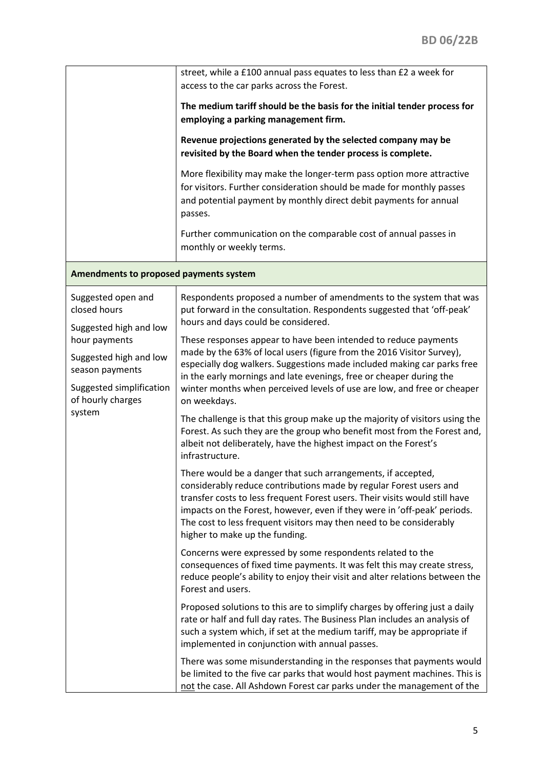| | |
|---|---|
| | street, while a £100 annual pass equates to less than £2 a week for access to the car parks across the Forest.<br><br>**The medium tariff should be the basis for the initial tender process for employing a parking management firm.**<br><br>**Revenue projections generated by the selected company may be revisited by the Board when the tender process is complete.**<br><br>More flexibility may make the longer-term pass option more attractive for visitors. Further consideration should be made for monthly passes and potential payment by monthly direct debit payments for annual passes.<br><br>Further communication on the comparable cost of annual passes in monthly or weekly terms. |
| **Amendments to proposed payments system** | |
| Suggested open and closed hours<br><br>Suggested high and low hour payments<br><br>Suggested high and low season payments<br><br>Suggested simplification of hourly charges system | Respondents proposed a number of amendments to the system that was put forward in the consultation. Respondents suggested that 'off-peak' hours and days could be considered.<br><br>These responses appear to have been intended to reduce payments made by the 63% of local users (figure from the 2016 Visitor Survey), especially dog walkers. Suggestions made included making car parks free in the early mornings and late evenings, free or cheaper during the winter months when perceived levels of use are low, and free or cheaper on weekdays.<br><br>The challenge is that this group make up the majority of visitors using the Forest. As such they are the group who benefit most from the Forest and, albeit not deliberately, have the highest impact on the Forest's infrastructure.<br><br>There would be a danger that such arrangements, if accepted, considerably reduce contributions made by regular Forest users and transfer costs to less frequent Forest users. Their visits would still have impacts on the Forest, however, even if they were in 'off-peak' periods. The cost to less frequent visitors may then need to be considerably higher to make up the funding.<br><br>Concerns were expressed by some respondents related to the consequences of fixed time payments. It was felt this may create stress, reduce people's ability to enjoy their visit and alter relations between the Forest and users.<br><br>Proposed solutions to this are to simplify charges by offering just a daily rate or half and full day rates. The Business Plan includes an analysis of such a system which, if set at the medium tariff, may be appropriate if implemented in conjunction with annual passes.<br><br>There was some misunderstanding in the responses that payments would be limited to the five car parks that would host payment machines. This is <u>not</u> the case. All Ashdown Forest car parks under the management of the |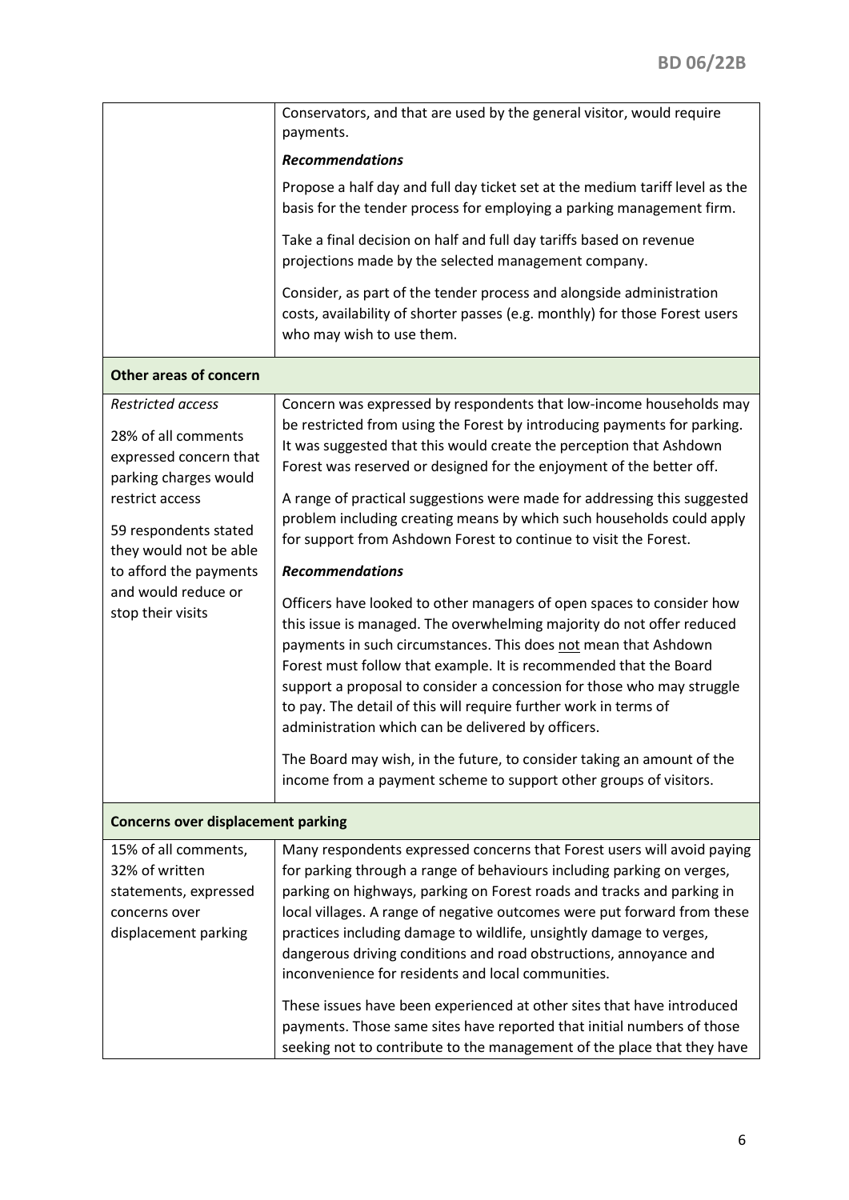| | |
|---|---|
| | Conservators, and that are used by the general visitor, would require payments.<br><br>***Recommendations***<br><br>Propose a half day and full day ticket set at the medium tariff level as the basis for the tender process for employing a parking management firm.<br><br>Take a final decision on half and full day tariffs based on revenue projections made by the selected management company.<br><br>Consider, as part of the tender process and alongside administration costs, availability of shorter passes (e.g. monthly) for those Forest users who may wish to use them. |
| **Other areas of concern** | |
| *Restricted access*<br><br>28% of all comments expressed concern that parking charges would restrict access<br><br>59 respondents stated they would not be able to afford the payments and would reduce or stop their visits | Concern was expressed by respondents that low-income households may be restricted from using the Forest by introducing payments for parking. It was suggested that this would create the perception that Ashdown Forest was reserved or designed for the enjoyment of the better off.<br><br>A range of practical suggestions were made for addressing this suggested problem including creating means by which such households could apply for support from Ashdown Forest to continue to visit the Forest.<br><br>***Recommendations***<br><br>Officers have looked to other managers of open spaces to consider how this issue is managed. The overwhelming majority do not offer reduced payments in such circumstances. This does <u>not</u> mean that Ashdown Forest must follow that example. It is recommended that the Board support a proposal to consider a concession for those who may struggle to pay. The detail of this will require further work in terms of administration which can be delivered by officers.<br><br>The Board may wish, in the future, to consider taking an amount of the income from a payment scheme to support other groups of visitors. |
| **Concerns over displacement parking** | |
| 15% of all comments, 32% of written statements, expressed concerns over displacement parking | Many respondents expressed concerns that Forest users will avoid paying for parking through a range of behaviours including parking on verges, parking on highways, parking on Forest roads and tracks and parking in local villages. A range of negative outcomes were put forward from these practices including damage to wildlife, unsightly damage to verges, dangerous driving conditions and road obstructions, annoyance and inconvenience for residents and local communities.<br><br>These issues have been experienced at other sites that have introduced payments. Those same sites have reported that initial numbers of those seeking not to contribute to the management of the place that they have |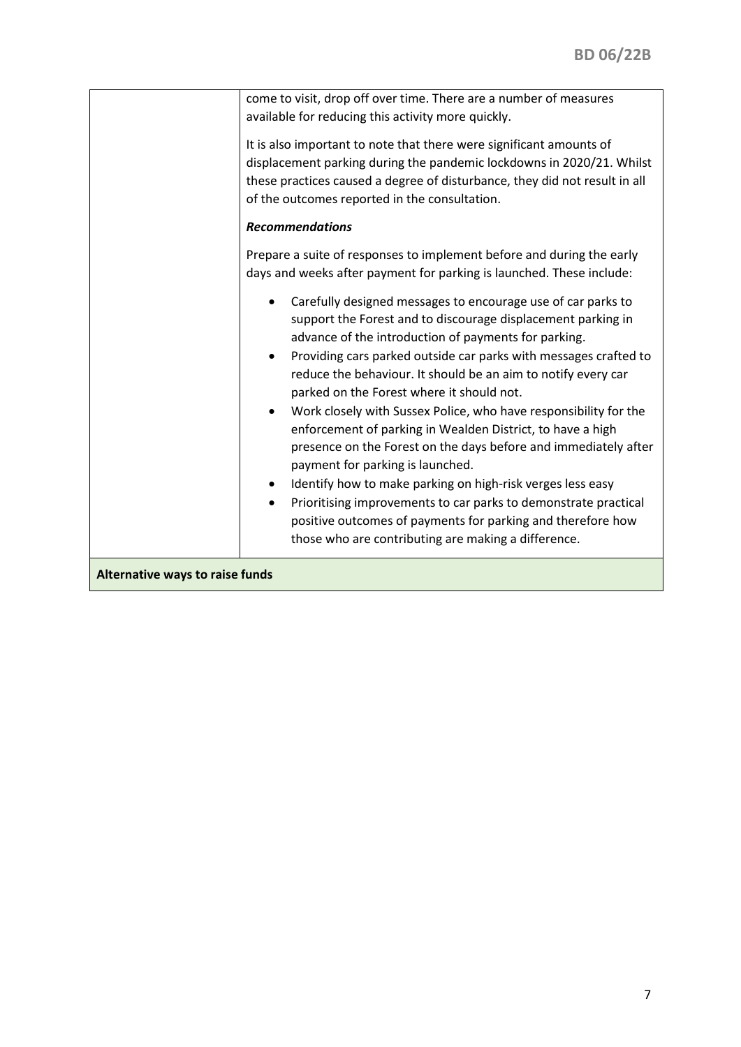| | |
|---|---|
| | come to visit, drop off over time. There are a number of measures available for reducing this activity more quickly.<br><br>It is also important to note that there were significant amounts of displacement parking during the pandemic lockdowns in 2020/21. Whilst these practices caused a degree of disturbance, they did not result in all of the outcomes reported in the consultation.<br><br>***Recommendations***<br><br>Prepare a suite of responses to implement before and during the early days and weeks after payment for parking is launched. These include:<br><br>• Carefully designed messages to encourage use of car parks to support the Forest and to discourage displacement parking in advance of the introduction of payments for parking.<br>• Providing cars parked outside car parks with messages crafted to reduce the behaviour. It should be an aim to notify every car parked on the Forest where it should not.<br>• Work closely with Sussex Police, who have responsibility for the enforcement of parking in Wealden District, to have a high presence on the Forest on the days before and immediately after payment for parking is launched.<br>• Identify how to make parking on high-risk verges less easy<br>• Prioritising improvements to car parks to demonstrate practical positive outcomes of payments for parking and therefore how those who are contributing are making a difference. |
| **Alternative ways to raise funds** | |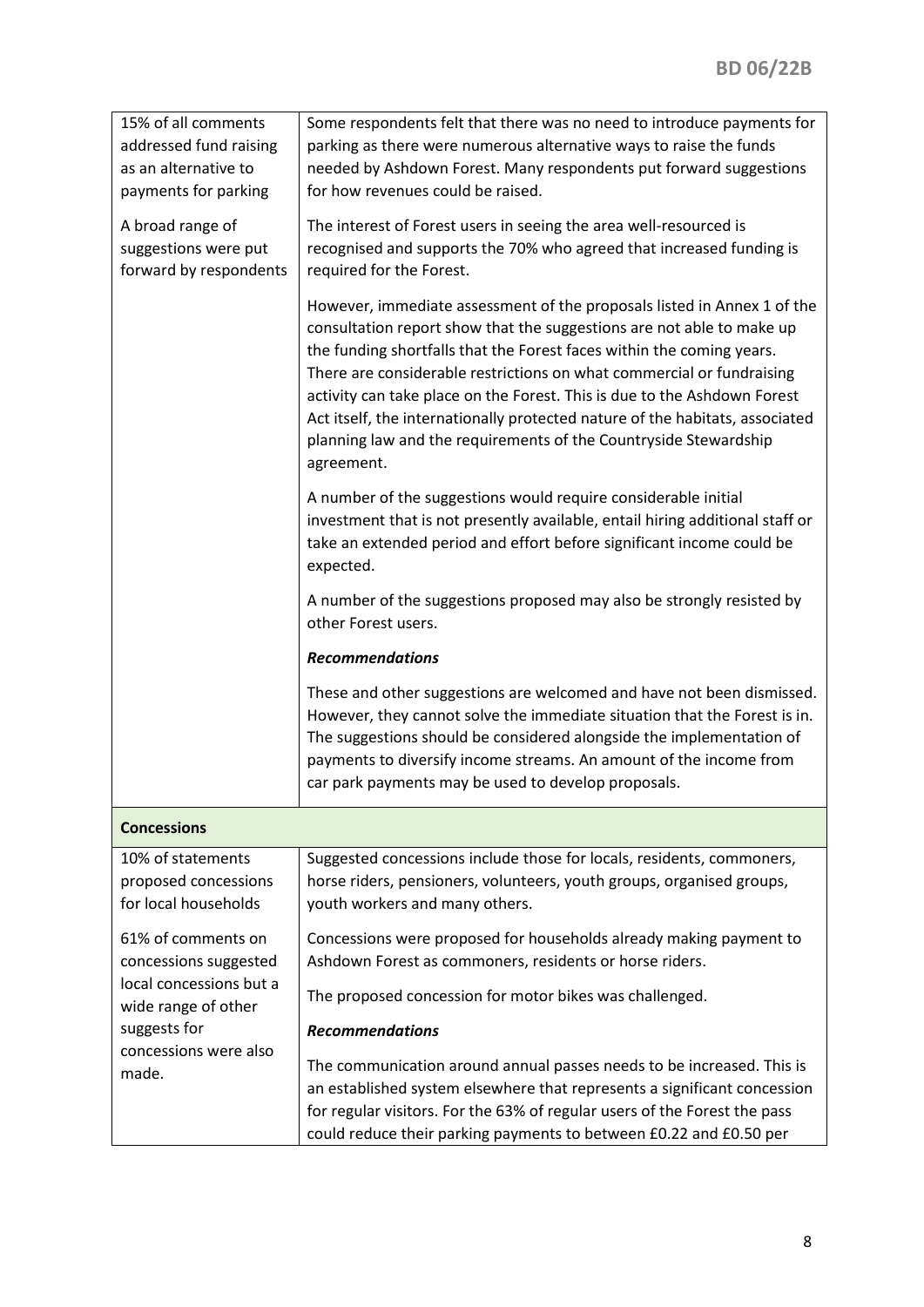| | |
|---|---|
| 15% of all comments addressed fund raising as an alternative to payments for parking<br><br>A broad range of suggestions were put forward by respondents | Some respondents felt that there was no need to introduce payments for parking as there were numerous alternative ways to raise the funds needed by Ashdown Forest. Many respondents put forward suggestions for how revenues could be raised.<br><br>The interest of Forest users in seeing the area well-resourced is recognised and supports the 70% who agreed that increased funding is required for the Forest.<br><br>However, immediate assessment of the proposals listed in Annex 1 of the consultation report show that the suggestions are not able to make up the funding shortfalls that the Forest faces within the coming years. There are considerable restrictions on what commercial or fundraising activity can take place on the Forest. This is due to the Ashdown Forest Act itself, the internationally protected nature of the habitats, associated planning law and the requirements of the Countryside Stewardship agreement.<br><br>A number of the suggestions would require considerable initial investment that is not presently available, entail hiring additional staff or take an extended period and effort before significant income could be expected.<br><br>A number of the suggestions proposed may also be strongly resisted by other Forest users.<br><br>***Recommendations***<br><br>These and other suggestions are welcomed and have not been dismissed. However, they cannot solve the immediate situation that the Forest is in. The suggestions should be considered alongside the implementation of payments to diversify income streams. An amount of the income from car park payments may be used to develop proposals. |
| **Concessions** | |
| 10% of statements proposed concessions for local households<br><br>61% of comments on concessions suggested local concessions but a wide range of other suggests for concessions were also made. | Suggested concessions include those for locals, residents, commoners, horse riders, pensioners, volunteers, youth groups, organised groups, youth workers and many others.<br><br>Concessions were proposed for households already making payment to Ashdown Forest as commoners, residents or horse riders.<br><br>The proposed concession for motor bikes was challenged.<br><br>***Recommendations***<br><br>The communication around annual passes needs to be increased. This is an established system elsewhere that represents a significant concession for regular visitors. For the 63% of regular users of the Forest the pass could reduce their parking payments to between £0.22 and £0.50 per |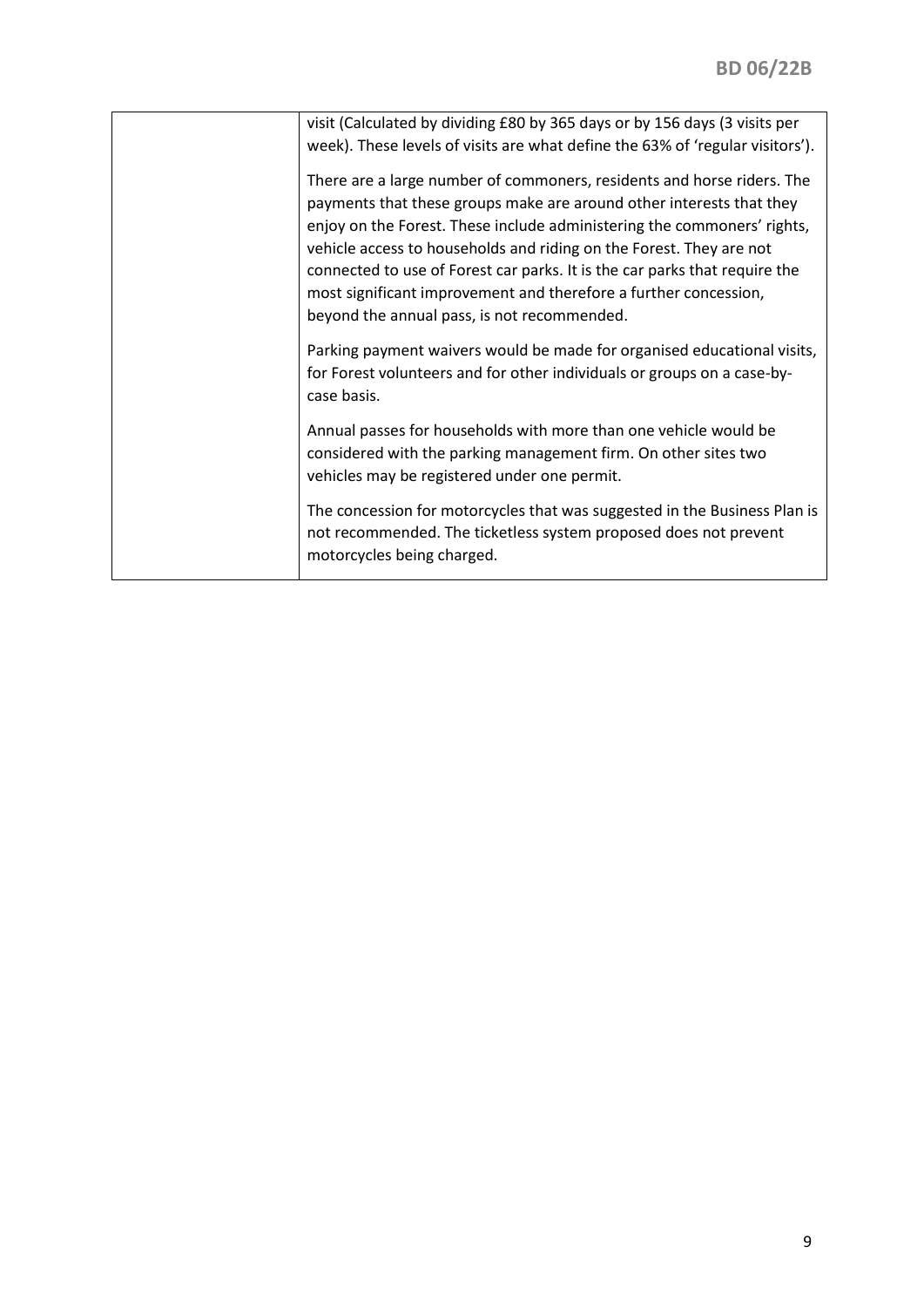| | |
|---|---|
| | visit (Calculated by dividing £80 by 365 days or by 156 days (3 visits per week). These levels of visits are what define the 63% of 'regular visitors').<br><br>There are a large number of commoners, residents and horse riders. The payments that these groups make are around other interests that they enjoy on the Forest. These include administering the commoners' rights, vehicle access to households and riding on the Forest. They are not connected to use of Forest car parks. It is the car parks that require the most significant improvement and therefore a further concession, beyond the annual pass, is not recommended.<br><br>Parking payment waivers would be made for organised educational visits, for Forest volunteers and for other individuals or groups on a case-by-case basis.<br><br>Annual passes for households with more than one vehicle would be considered with the parking management firm. On other sites two vehicles may be registered under one permit.<br><br>The concession for motorcycles that was suggested in the Business Plan is not recommended. The ticketless system proposed does not prevent motorcycles being charged. |